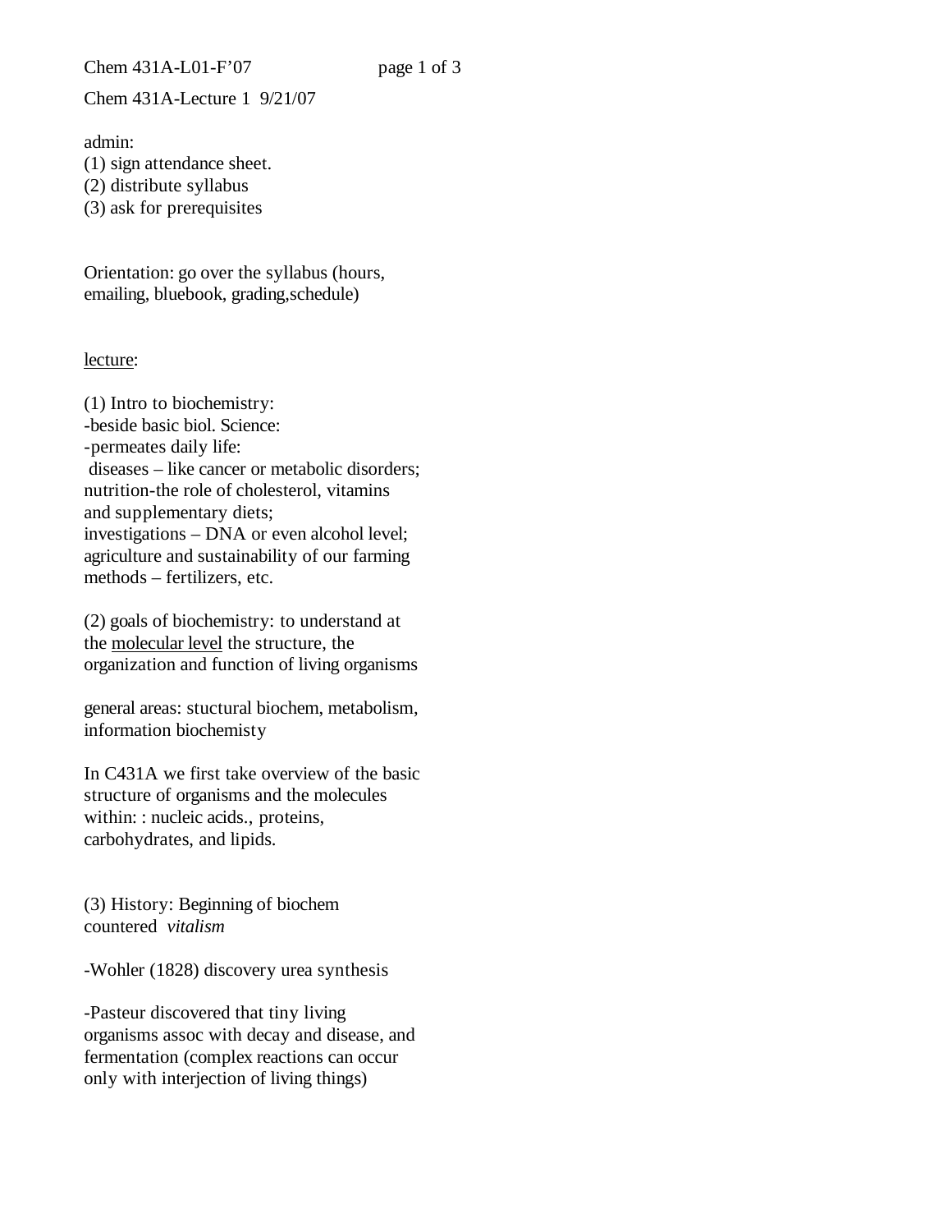Chem 431A-Lecture 1 9/21/07

admin:
(1) sign attendance sheet.
(2) distribute syllabus
(3) ask for prerequisites

Orientation: go over the syllabus (hours, emailing, bluebook, grading,schedule)

<u>lecture</u>:

(1) Intro to biochemistry:
-beside basic biol. Science:
-permeates daily life:
 diseases – like cancer or metabolic disorders; nutrition-the role of cholesterol, vitamins and supplementary diets;
investigations – DNA or even alcohol level;
agriculture and sustainability of our farming methods – fertilizers, etc.

(2) goals of biochemistry: to understand at the <u>molecular level</u> the structure, the organization and function of living organisms

general areas: stuctural biochem, metabolism, information biochemisty

In C431A we first take overview of the basic structure of organisms and the molecules within: : nucleic acids., proteins, carbohydrates, and lipids.

(3) History: Beginning of biochem countered *vitalism*

-Wohler (1828) discovery urea synthesis

-Pasteur discovered that tiny living organisms assoc with decay and disease, and fermentation (complex reactions can occur only with interjection of living things)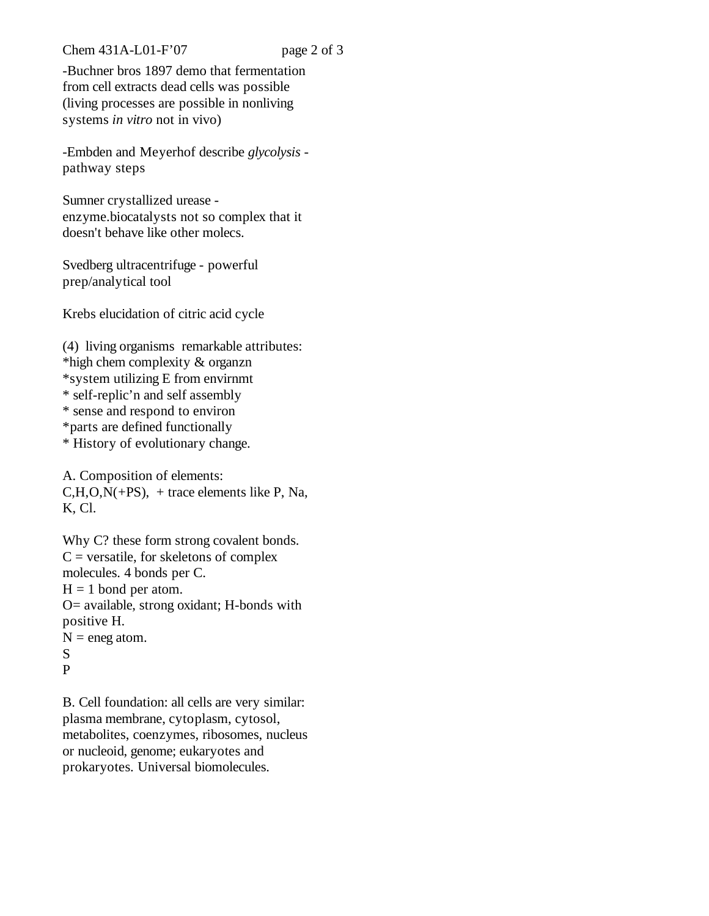-Buchner bros 1897 demo that fermentation from cell extracts dead cells was possible (living processes are possible in nonliving systems *in vitro* not in vivo)

-Embden and Meyerhof describe *glycolysis* - pathway steps

Sumner crystallized urease - enzyme.biocatalysts not so complex that it doesn't behave like other molecs.

Svedberg ultracentrifuge - powerful prep/analytical tool

Krebs elucidation of citric acid cycle

(4) living organisms remarkable attributes:
*high chem complexity & organzn
*system utilizing E from envirnmt
* self-replic'n and self assembly
* sense and respond to environ
*parts are defined functionally
* History of evolutionary change.

A. Composition of elements:
C,H,O,N(+PS), + trace elements like P, Na, K, Cl.

Why C? these form strong covalent bonds.
C = versatile, for skeletons of complex molecules. 4 bonds per C.
H = 1 bond per atom.
O= available, strong oxidant; H-bonds with positive H.
N = eneg atom.
S
P

B. Cell foundation: all cells are very similar: plasma membrane, cytoplasm, cytosol, metabolites, coenzymes, ribosomes, nucleus or nucleoid, genome; eukaryotes and prokaryotes. Universal biomolecules.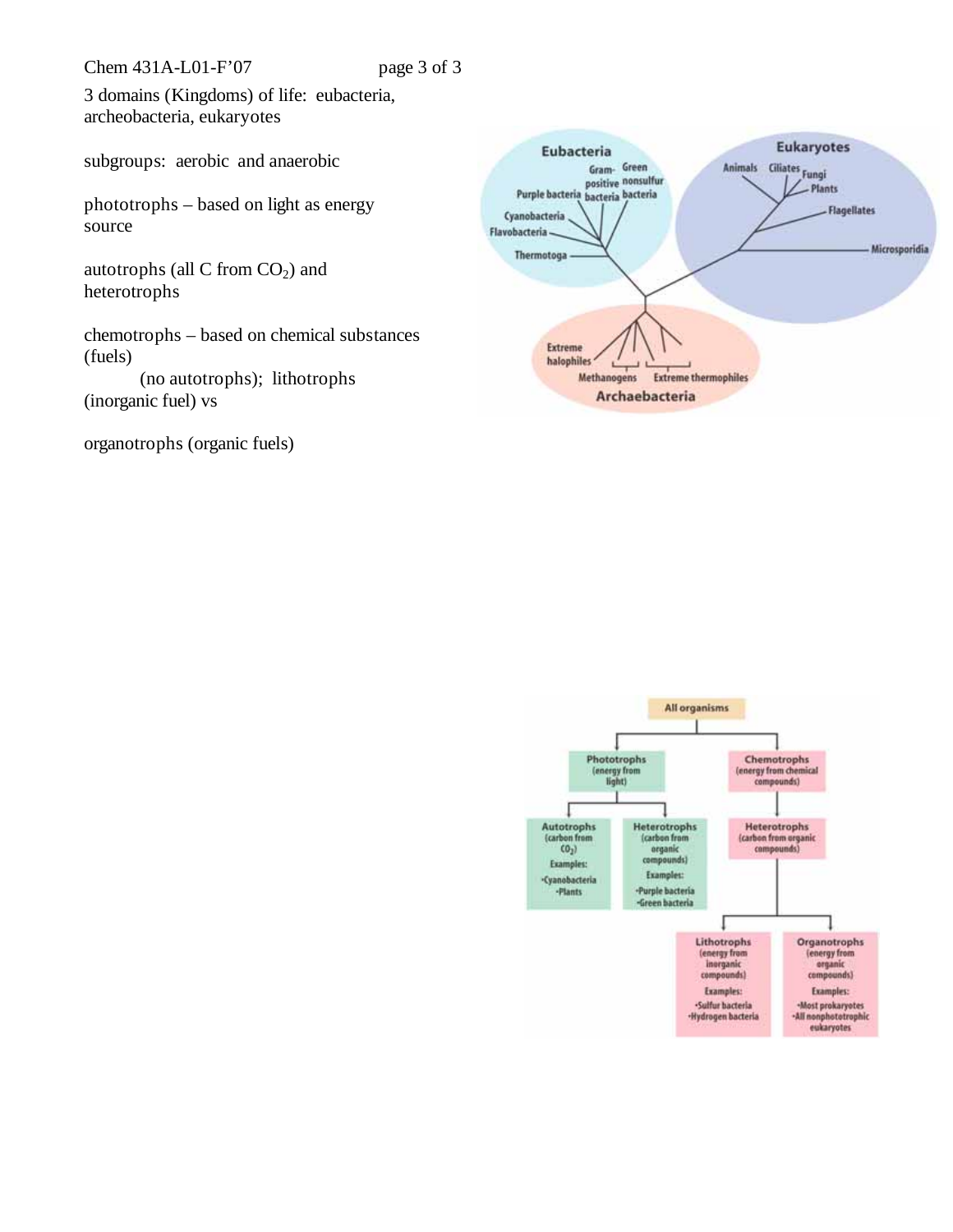3 domains (Kingdoms) of life: eubacteria, archeobacteria, eukaryotes

subgroups: aerobic and anaerobic

phototrophs – based on light as energy source

autotrophs (all C from $CO_2$) and heterotrophs

chemotrophs – based on chemical substances (fuels)

(no autotrophs); lithotrophs (inorganic fuel) vs

organotrophs (organic fuels)

Eubacteria

Gram-positive bacteria

Green nonsulfur bacteria

Purple bacteria

Cyanobacteria

Flavobacteria

Thermotoga

Eukaryotes

Animals

Ciliates

Fungi

Plants

Flagellates

Microsporidia

Extreme halophiles

Methanogens

Extreme thermophiles

Archaebacteria

All organisms

Phototrophs (energy from light)

Chemotrophs (energy from chemical compounds)

Autotrophs (carbon from $CO_2$) Examples: •Cyanobacteria •Plants

Heterotrophs (carbon from organic compounds) Examples: •Purple bacteria •Green bacteria

Heterotrophs (carbon from organic compounds)

Lithotrophs (energy from inorganic compounds) Examples: •Sulfur bacteria •Hydrogen bacteria

Organotrophs (energy from organic compounds) Examples: •Most prokaryotes •All nonphototrophic eukaryotes